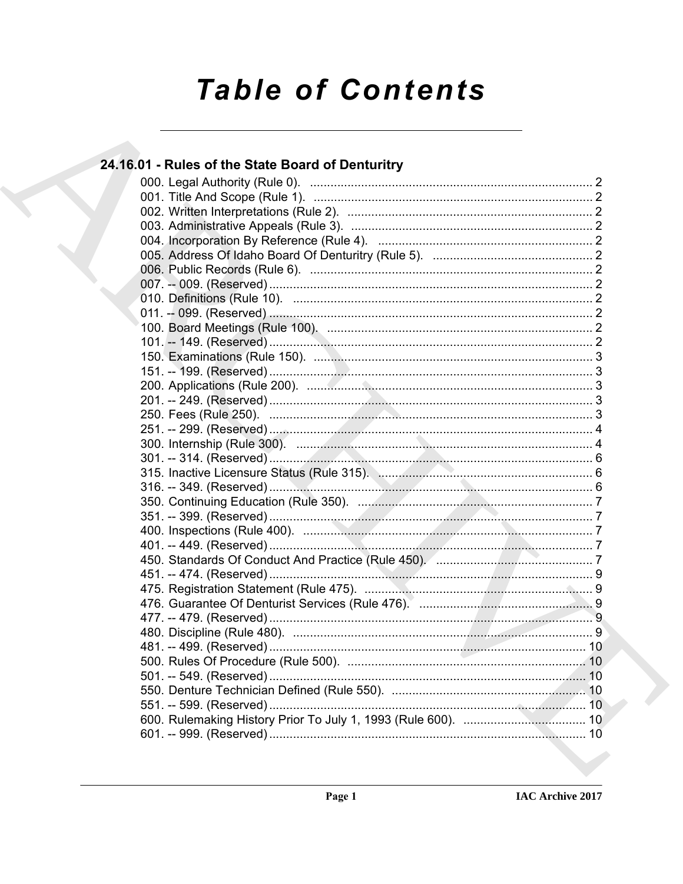# Table of Contents

## 24.16.01 - Rules of the State Board of Denturitry

000. Legal Authority (Rule 0). ........ 2
001. Title And Scope (Rule 1). ........ 2
002. Written Interpretations (Rule 2). ........ 2
003. Administrative Appeals (Rule 3). ........ 2
004. Incorporation By Reference (Rule 4). ........ 2
005. Address Of Idaho Board Of Denturitry (Rule 5). ........ 2
006. Public Records (Rule 6). ........ 2
007. -- 009. (Reserved) ........ 2
010. Definitions (Rule 10). ........ 2
011. -- 099. (Reserved) ........ 2
100. Board Meetings (Rule 100). ........ 2
101. -- 149. (Reserved) ........ 2
150. Examinations (Rule 150). ........ 3
151. -- 199. (Reserved) ........ 3
200. Applications (Rule 200). ........ 3
201. -- 249. (Reserved) ........ 3
250. Fees (Rule 250). ........ 3
251. -- 299. (Reserved) ........ 4
300. Internship (Rule 300). ........ 4
301. -- 314. (Reserved) ........ 6
315. Inactive Licensure Status (Rule 315). ........ 6
316. -- 349. (Reserved) ........ 6
350. Continuing Education (Rule 350). ........ 7
351. -- 399. (Reserved) ........ 7
400. Inspections (Rule 400). ........ 7
401. -- 449. (Reserved) ........ 7
450. Standards Of Conduct And Practice (Rule 450). ........ 7
451. -- 474. (Reserved) ........ 9
475. Registration Statement (Rule 475). ........ 9
476. Guarantee Of Denturist Services (Rule 476). ........ 9
477. -- 479. (Reserved) ........ 9
480. Discipline (Rule 480). ........ 9
481. -- 499. (Reserved) ........ 10
500. Rules Of Procedure (Rule 500). ........ 10
501. -- 549. (Reserved) ........ 10
550. Denture Technician Defined (Rule 550). ........ 10
551. -- 599. (Reserved) ........ 10
600. Rulemaking History Prior To July 1, 1993 (Rule 600). ........ 10
601. -- 999. (Reserved) ........ 10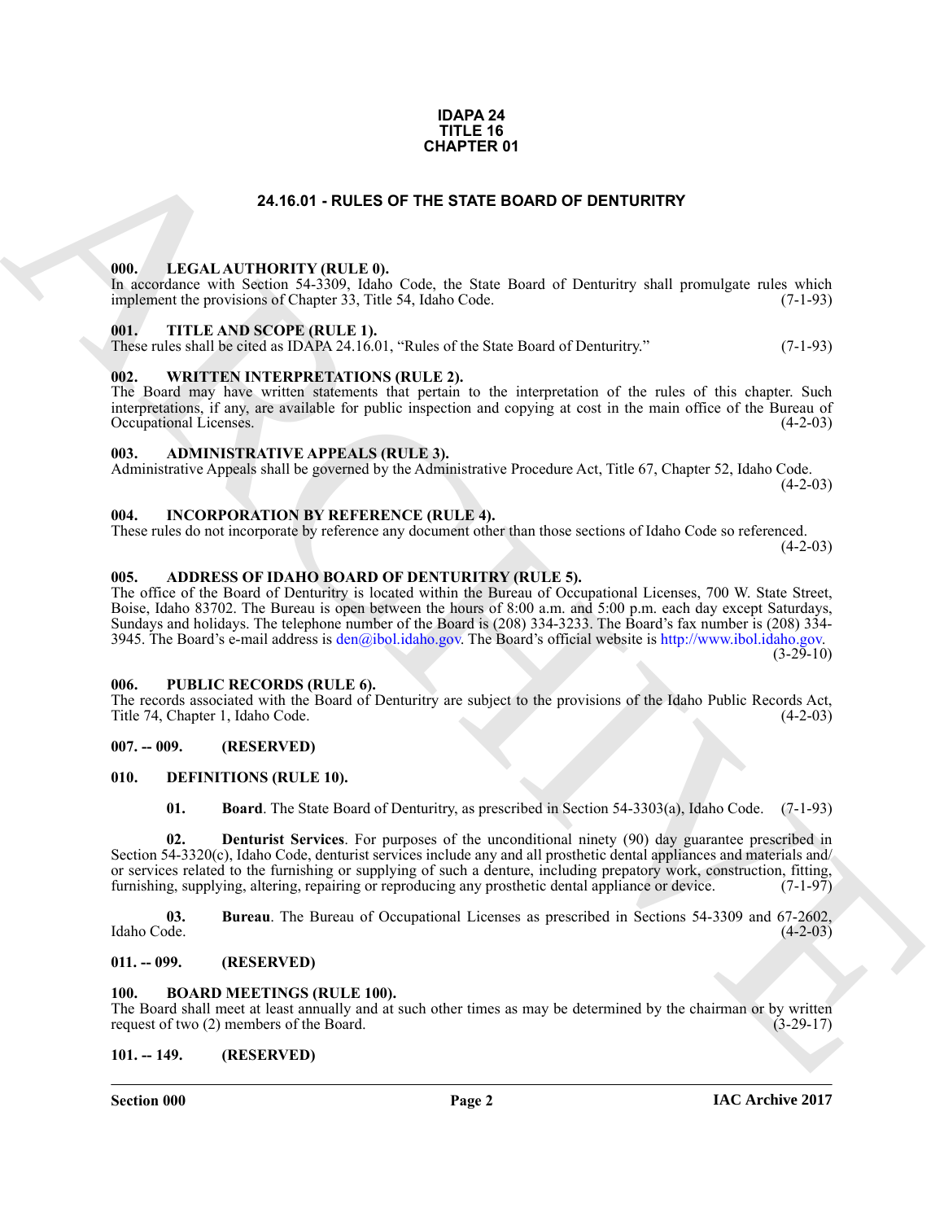# IDAPA 24
# TITLE 16
# CHAPTER 01

## 24.16.01 - RULES OF THE STATE BOARD OF DENTURITRY

### 000. LEGAL AUTHORITY (RULE 0).

In accordance with Section 54-3309, Idaho Code, the State Board of Denturitry shall promulgate rules which implement the provisions of Chapter 33, Title 54, Idaho Code. (7-1-93)

### 001. TITLE AND SCOPE (RULE 1).

These rules shall be cited as IDAPA 24.16.01, "Rules of the State Board of Denturitry." (7-1-93)

### 002. WRITTEN INTERPRETATIONS (RULE 2).

The Board may have written statements that pertain to the interpretation of the rules of this chapter. Such interpretations, if any, are available for public inspection and copying at cost in the main office of the Bureau of Occupational Licenses. (4-2-03)

### 003. ADMINISTRATIVE APPEALS (RULE 3).

Administrative Appeals shall be governed by the Administrative Procedure Act, Title 67, Chapter 52, Idaho Code. (4-2-03)

### 004. INCORPORATION BY REFERENCE (RULE 4).

These rules do not incorporate by reference any document other than those sections of Idaho Code so referenced. (4-2-03)

### 005. ADDRESS OF IDAHO BOARD OF DENTURITRY (RULE 5).

The office of the Board of Denturitry is located within the Bureau of Occupational Licenses, 700 W. State Street, Boise, Idaho 83702. The Bureau is open between the hours of 8:00 a.m. and 5:00 p.m. each day except Saturdays, Sundays and holidays. The telephone number of the Board is (208) 334-3233. The Board's fax number is (208) 334-3945. The Board's e-mail address is den@ibol.idaho.gov. The Board's official website is http://www.ibol.idaho.gov. (3-29-10)

### 006. PUBLIC RECORDS (RULE 6).

The records associated with the Board of Denturitry are subject to the provisions of the Idaho Public Records Act, Title 74, Chapter 1, Idaho Code. (4-2-03)

### 007. -- 009. (RESERVED)

### 010. DEFINITIONS (RULE 10).

**01. Board**. The State Board of Denturitry, as prescribed in Section 54-3303(a), Idaho Code. (7-1-93)

**02. Denturist Services**. For purposes of the unconditional ninety (90) day guarantee prescribed in Section 54-3320(c), Idaho Code, denturist services include any and all prosthetic dental appliances and materials and/or services related to the furnishing or supplying of such a denture, including prepatory work, construction, fitting, furnishing, supplying, altering, repairing or reproducing any prosthetic dental appliance or device. (7-1-97)

**03. Bureau**. The Bureau of Occupational Licenses as prescribed in Sections 54-3309 and 67-2602, Idaho Code. (4-2-03)

### 011. -- 099. (RESERVED)

### 100. BOARD MEETINGS (RULE 100).

The Board shall meet at least annually and at such other times as may be determined by the chairman or by written request of two (2) members of the Board. (3-29-17)

### 101. -- 149. (RESERVED)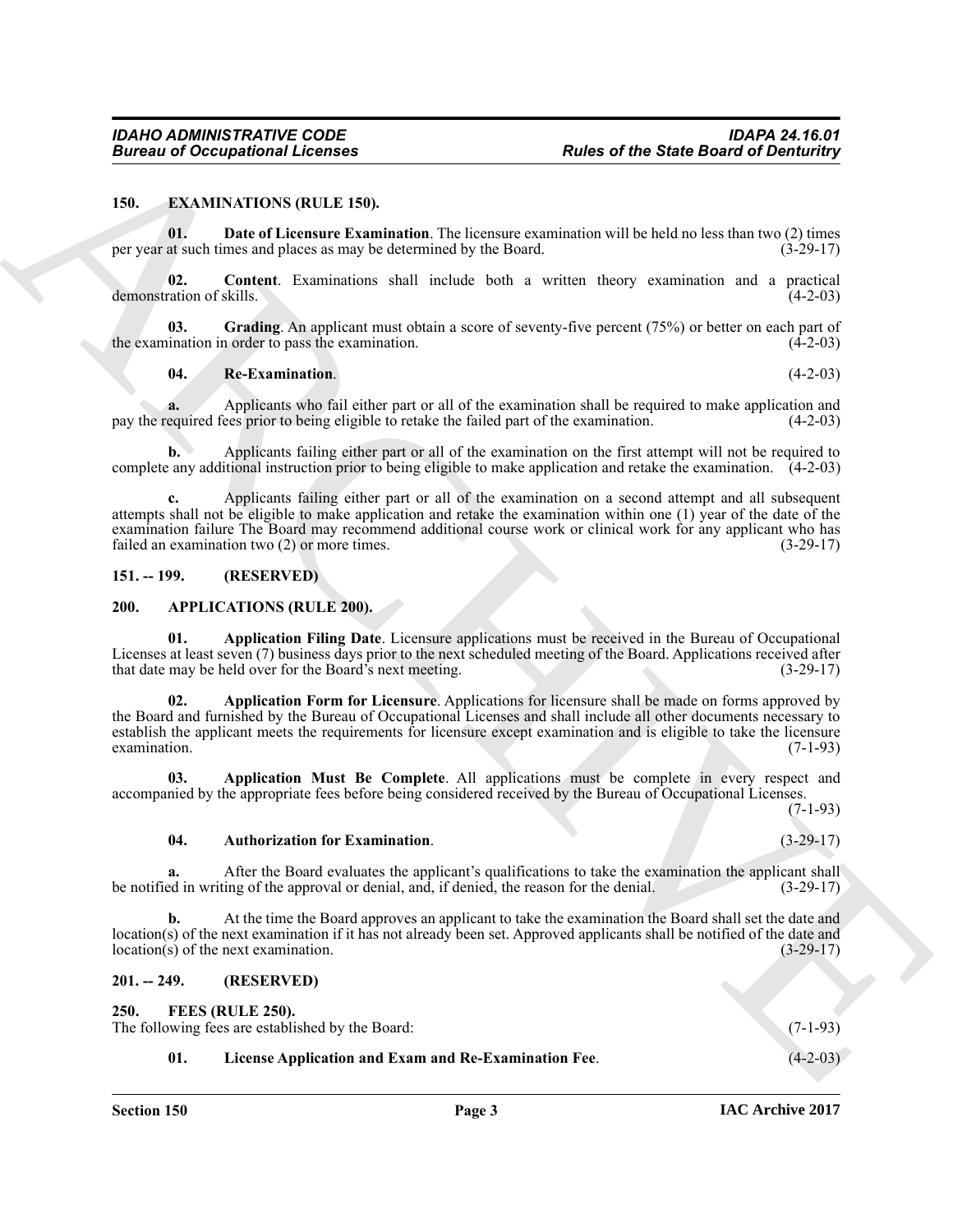### 150. EXAMINATIONS (RULE 150).

**01. Date of Licensure Examination**. The licensure examination will be held no less than two (2) times per year at such times and places as may be determined by the Board. (3-29-17)

**02. Content**. Examinations shall include both a written theory examination and a practical demonstration of skills. (4-2-03)

**03. Grading**. An applicant must obtain a score of seventy-five percent (75%) or better on each part of the examination in order to pass the examination. (4-2-03)

**04. Re-Examination**. (4-2-03)

**a.** Applicants who fail either part or all of the examination shall be required to make application and pay the required fees prior to being eligible to retake the failed part of the examination. (4-2-03)

**b.** Applicants failing either part or all of the examination on the first attempt will not be required to complete any additional instruction prior to being eligible to make application and retake the examination. (4-2-03)

**c.** Applicants failing either part or all of the examination on a second attempt and all subsequent attempts shall not be eligible to make application and retake the examination within one (1) year of the date of the examination failure The Board may recommend additional course work or clinical work for any applicant who has failed an examination two (2) or more times. (3-29-17)

### 151. -- 199. (RESERVED)

### 200. APPLICATIONS (RULE 200).

**01. Application Filing Date**. Licensure applications must be received in the Bureau of Occupational Licenses at least seven (7) business days prior to the next scheduled meeting of the Board. Applications received after that date may be held over for the Board's next meeting. (3-29-17)

**02. Application Form for Licensure**. Applications for licensure shall be made on forms approved by the Board and furnished by the Bureau of Occupational Licenses and shall include all other documents necessary to establish the applicant meets the requirements for licensure except examination and is eligible to take the licensure examination. (7-1-93)

**03. Application Must Be Complete**. All applications must be complete in every respect and accompanied by the appropriate fees before being considered received by the Bureau of Occupational Licenses. (7-1-93)

**04. Authorization for Examination**. (3-29-17)

**a.** After the Board evaluates the applicant's qualifications to take the examination the applicant shall be notified in writing of the approval or denial, and, if denied, the reason for the denial. (3-29-17)

**b.** At the time the Board approves an applicant to take the examination the Board shall set the date and location(s) of the next examination if it has not already been set. Approved applicants shall be notified of the date and location(s) of the next examination. (3-29-17)

### 201. -- 249. (RESERVED)

### 250. FEES (RULE 250).

The following fees are established by the Board: (7-1-93)

**01. License Application and Exam and Re-Examination Fee**. (4-2-03)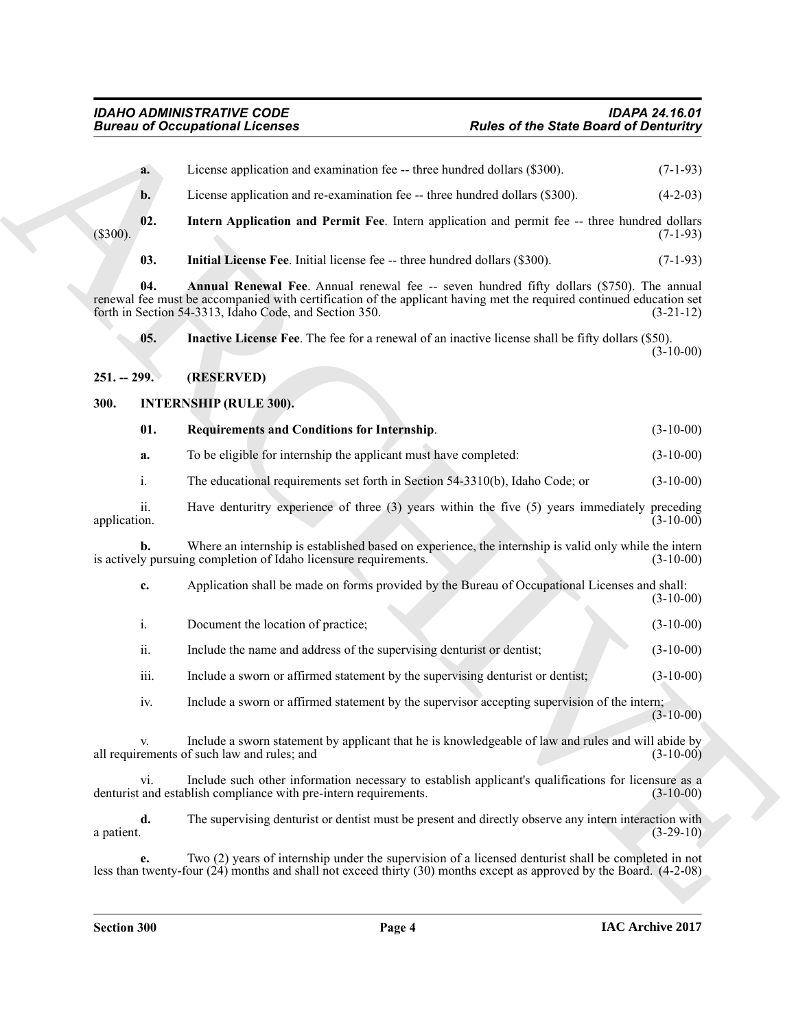**a.** License application and examination fee -- three hundred dollars ($300). (7-1-93)

**b.** License application and re-examination fee -- three hundred dollars ($300). (4-2-03)

**02. Intern Application and Permit Fee**. Intern application and permit fee -- three hundred dollars ($300). (7-1-93)

**03. Initial License Fee**. Initial license fee -- three hundred dollars ($300). (7-1-93)

**04. Annual Renewal Fee**. Annual renewal fee -- seven hundred fifty dollars ($750). The annual renewal fee must be accompanied with certification of the applicant having met the required continued education set forth in Section 54-3313, Idaho Code, and Section 350. (3-21-12)

**05. Inactive License Fee**. The fee for a renewal of an inactive license shall be fifty dollars ($50). (3-10-00)

## 251. -- 299. (RESERVED)

## 300. INTERNSHIP (RULE 300).

**01. Requirements and Conditions for Internship**. (3-10-00)

**a.** To be eligible for internship the applicant must have completed: (3-10-00)

i. The educational requirements set forth in Section 54-3310(b), Idaho Code; or (3-10-00)

ii. Have denturitry experience of three (3) years within the five (5) years immediately preceding application. (3-10-00)

**b.** Where an internship is established based on experience, the internship is valid only while the intern is actively pursuing completion of Idaho licensure requirements. (3-10-00)

**c.** Application shall be made on forms provided by the Bureau of Occupational Licenses and shall: (3-10-00)

i. Document the location of practice; (3-10-00)

ii. Include the name and address of the supervising denturist or dentist; (3-10-00)

iii. Include a sworn or affirmed statement by the supervising denturist or dentist; (3-10-00)

iv. Include a sworn or affirmed statement by the supervisor accepting supervision of the intern; (3-10-00)

v. Include a sworn statement by applicant that he is knowledgeable of law and rules and will abide by all requirements of such law and rules; and (3-10-00)

vi. Include such other information necessary to establish applicant's qualifications for licensure as a denturist and establish compliance with pre-intern requirements. (3-10-00)

**d.** The supervising denturist or dentist must be present and directly observe any intern interaction with a patient. (3-29-10)

**e.** Two (2) years of internship under the supervision of a licensed denturist shall be completed in not less than twenty-four (24) months and shall not exceed thirty (30) months except as approved by the Board. (4-2-08)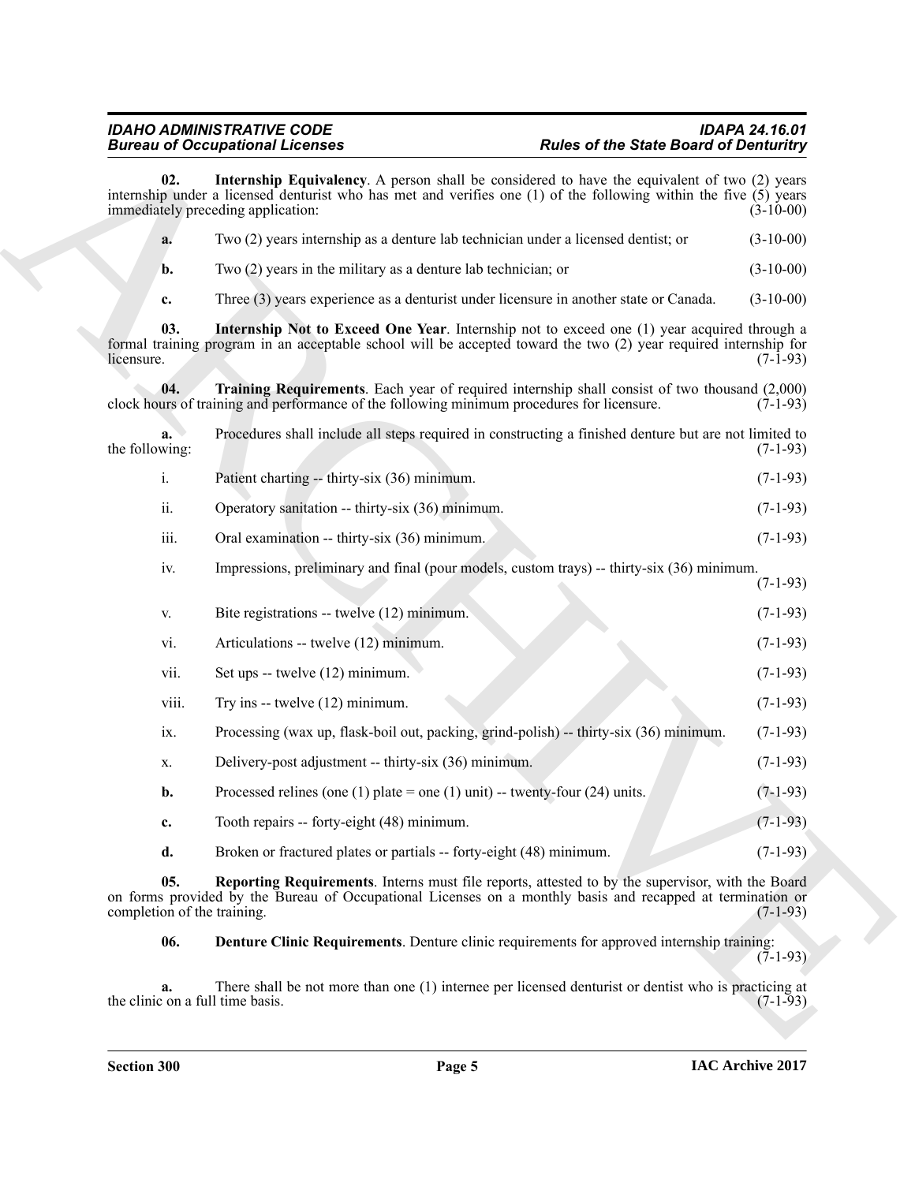**02. Internship Equivalency**. A person shall be considered to have the equivalent of two (2) years internship under a licensed denturist who has met and verifies one (1) of the following within the five (5) years immediately preceding application: (3-10-00)

**a.** Two (2) years internship as a denture lab technician under a licensed dentist; or (3-10-00)

**b.** Two (2) years in the military as a denture lab technician; or (3-10-00)

**c.** Three (3) years experience as a denturist under licensure in another state or Canada. (3-10-00)

**03. Internship Not to Exceed One Year**. Internship not to exceed one (1) year acquired through a formal training program in an acceptable school will be accepted toward the two (2) year required internship for licensure. (7-1-93)

**04. Training Requirements**. Each year of required internship shall consist of two thousand (2,000) clock hours of training and performance of the following minimum procedures for licensure. (7-1-93)

**a.** Procedures shall include all steps required in constructing a finished denture but are not limited to the following: (7-1-93)

i. Patient charting -- thirty-six (36) minimum. (7-1-93)

ii. Operatory sanitation -- thirty-six (36) minimum. (7-1-93)

iii. Oral examination -- thirty-six (36) minimum. (7-1-93)

iv. Impressions, preliminary and final (pour models, custom trays) -- thirty-six (36) minimum. (7-1-93)

v. Bite registrations -- twelve (12) minimum. (7-1-93)

vi. Articulations -- twelve (12) minimum. (7-1-93)

vii. Set ups -- twelve (12) minimum. (7-1-93)

viii. Try ins -- twelve (12) minimum. (7-1-93)

ix. Processing (wax up, flask-boil out, packing, grind-polish) -- thirty-six (36) minimum. (7-1-93)

x. Delivery-post adjustment -- thirty-six (36) minimum. (7-1-93)

**b.** Processed relines (one (1) plate = one (1) unit) -- twenty-four (24) units. (7-1-93)

**c.** Tooth repairs -- forty-eight (48) minimum. (7-1-93)

**d.** Broken or fractured plates or partials -- forty-eight (48) minimum. (7-1-93)

**05. Reporting Requirements**. Interns must file reports, attested to by the supervisor, with the Board on forms provided by the Bureau of Occupational Licenses on a monthly basis and recapped at termination or completion of the training. (7-1-93)

**06. Denture Clinic Requirements**. Denture clinic requirements for approved internship training: (7-1-93)

**a.** There shall be not more than one (1) internee per licensed denturist or dentist who is practicing at the clinic on a full time basis. (7-1-93)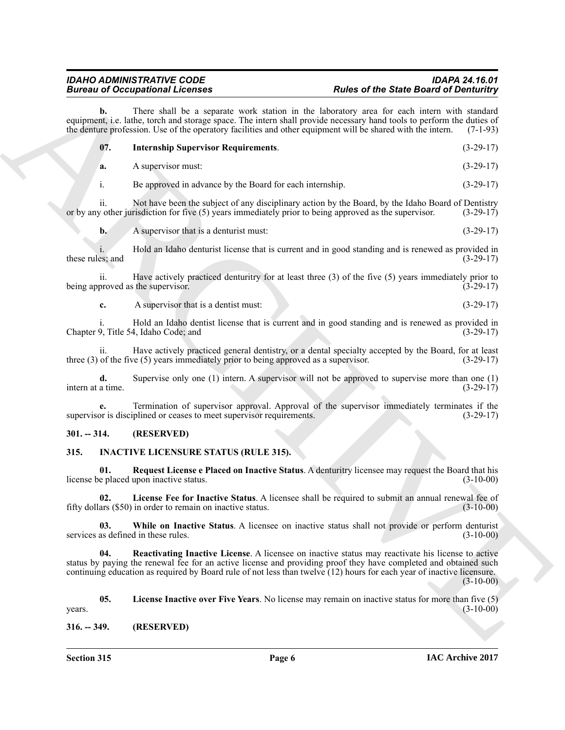**b.** There shall be a separate work station in the laboratory area for each intern with standard equipment, i.e. lathe, torch and storage space. The intern shall provide necessary hand tools to perform the duties of the denture profession. Use of the operatory facilities and other equipment will be shared with the intern. (7-1-93)

**07. Internship Supervisor Requirements**. (3-29-17)

**a.** A supervisor must: (3-29-17)

i. Be approved in advance by the Board for each internship. (3-29-17)

ii. Not have been the subject of any disciplinary action by the Board, by the Idaho Board of Dentistry or by any other jurisdiction for five (5) years immediately prior to being approved as the supervisor. (3-29-17)

**b.** A supervisor that is a denturist must: (3-29-17)

i. Hold an Idaho denturist license that is current and in good standing and is renewed as provided in these rules; and (3-29-17)

ii. Have actively practiced denturitry for at least three (3) of the five (5) years immediately prior to being approved as the supervisor. (3-29-17)

**c.** A supervisor that is a dentist must: (3-29-17)

i. Hold an Idaho dentist license that is current and in good standing and is renewed as provided in Chapter 9, Title 54, Idaho Code; and (3-29-17)

ii. Have actively practiced general dentistry, or a dental specialty accepted by the Board, for at least three (3) of the five (5) years immediately prior to being approved as a supervisor. (3-29-17)

**d.** Supervise only one (1) intern. A supervisor will not be approved to supervise more than one (1) intern at a time. (3-29-17)

**e.** Termination of supervisor approval. Approval of the supervisor immediately terminates if the supervisor is disciplined or ceases to meet supervisor requirements. (3-29-17)

## 301. -- 314. (RESERVED)

## 315. INACTIVE LICENSURE STATUS (RULE 315).

**01. Request License e Placed on Inactive Status**. A denturitry licensee may request the Board that his license be placed upon inactive status. (3-10-00)

**02. License Fee for Inactive Status**. A licensee shall be required to submit an annual renewal fee of fifty dollars ($50) in order to remain on inactive status. (3-10-00)

**03. While on Inactive Status**. A licensee on inactive status shall not provide or perform denturist services as defined in these rules. (3-10-00)

**04. Reactivating Inactive License**. A licensee on inactive status may reactivate his license to active status by paying the renewal fee for an active license and providing proof they have completed and obtained such continuing education as required by Board rule of not less than twelve (12) hours for each year of inactive licensure. (3-10-00)

**05. License Inactive over Five Years**. No license may remain on inactive status for more than five (5) years. (3-10-00)

## 316. -- 349. (RESERVED)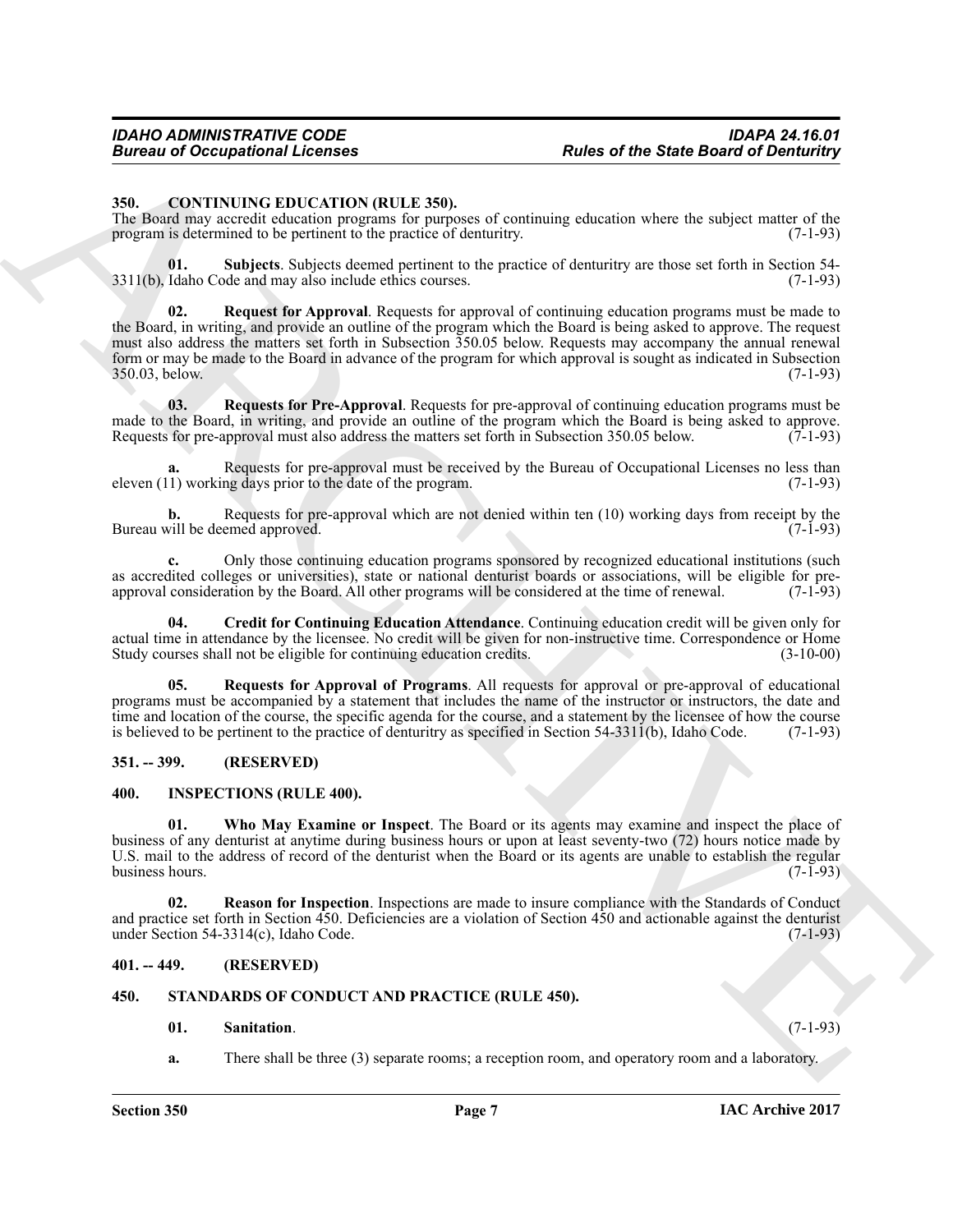### 350. CONTINUING EDUCATION (RULE 350).

The Board may accredit education programs for purposes of continuing education where the subject matter of the program is determined to be pertinent to the practice of denturitry. (7-1-93)

**01. Subjects**. Subjects deemed pertinent to the practice of denturitry are those set forth in Section 54-3311(b), Idaho Code and may also include ethics courses. (7-1-93)

**02. Request for Approval**. Requests for approval of continuing education programs must be made to the Board, in writing, and provide an outline of the program which the Board is being asked to approve. The request must also address the matters set forth in Subsection 350.05 below. Requests may accompany the annual renewal form or may be made to the Board in advance of the program for which approval is sought as indicated in Subsection 350.03, below. (7-1-93)

**03. Requests for Pre-Approval**. Requests for pre-approval of continuing education programs must be made to the Board, in writing, and provide an outline of the program which the Board is being asked to approve. Requests for pre-approval must also address the matters set forth in Subsection 350.05 below. (7-1-93)

**a.** Requests for pre-approval must be received by the Bureau of Occupational Licenses no less than eleven (11) working days prior to the date of the program. (7-1-93)

**b.** Requests for pre-approval which are not denied within ten (10) working days from receipt by the Bureau will be deemed approved. (7-1-93)

**c.** Only those continuing education programs sponsored by recognized educational institutions (such as accredited colleges or universities), state or national denturist boards or associations, will be eligible for pre-approval consideration by the Board. All other programs will be considered at the time of renewal. (7-1-93)

**04. Credit for Continuing Education Attendance**. Continuing education credit will be given only for actual time in attendance by the licensee. No credit will be given for non-instructive time. Correspondence or Home Study courses shall not be eligible for continuing education credits. (3-10-00)

**05. Requests for Approval of Programs**. All requests for approval or pre-approval of educational programs must be accompanied by a statement that includes the name of the instructor or instructors, the date and time and location of the course, the specific agenda for the course, and a statement by the licensee of how the course is believed to be pertinent to the practice of denturitry as specified in Section 54-3311(b), Idaho Code. (7-1-93)

### 351. -- 399. (RESERVED)

### 400. INSPECTIONS (RULE 400).

**01. Who May Examine or Inspect**. The Board or its agents may examine and inspect the place of business of any denturist at anytime during business hours or upon at least seventy-two (72) hours notice made by U.S. mail to the address of record of the denturist when the Board or its agents are unable to establish the regular business hours. (7-1-93)

**02. Reason for Inspection**. Inspections are made to insure compliance with the Standards of Conduct and practice set forth in Section 450. Deficiencies are a violation of Section 450 and actionable against the denturist under Section 54-3314(c), Idaho Code. (7-1-93)

### 401. -- 449. (RESERVED)

### 450. STANDARDS OF CONDUCT AND PRACTICE (RULE 450).

**01. Sanitation**. (7-1-93)

**a.** There shall be three (3) separate rooms; a reception room, and operatory room and a laboratory.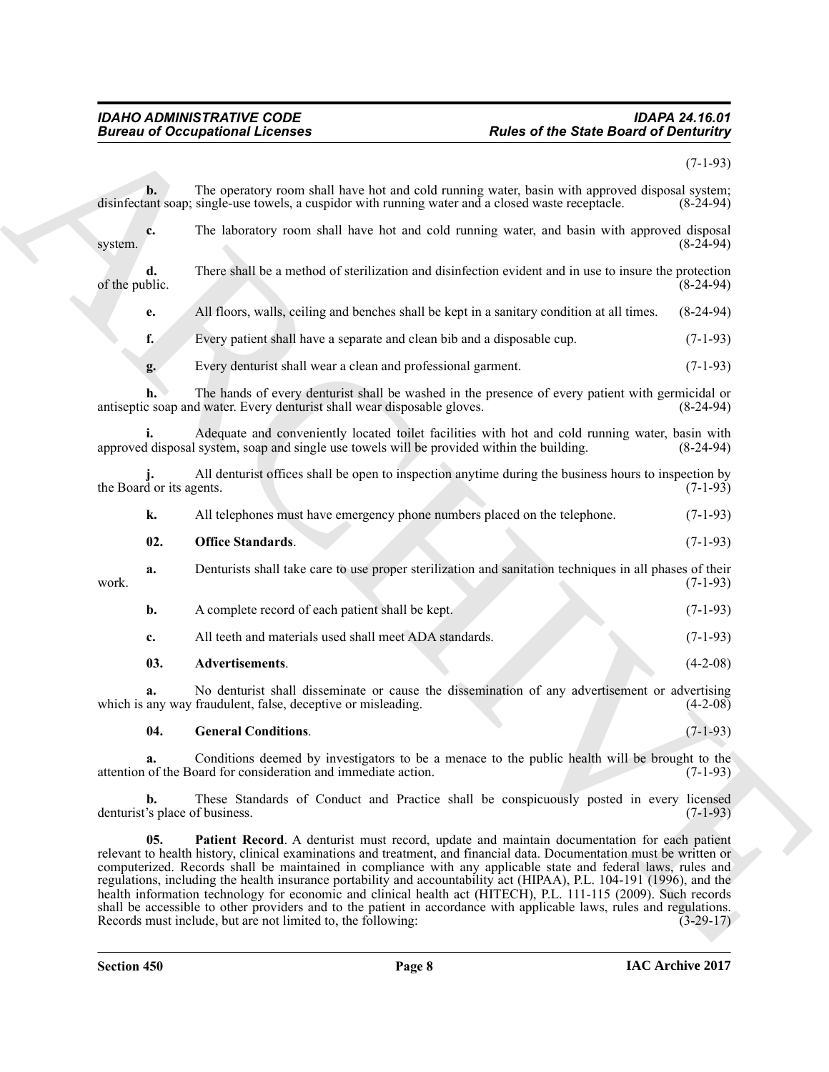(7-1-93)

**b.** The operatory room shall have hot and cold running water, basin with approved disposal system; disinfectant soap; single-use towels, a cuspidor with running water and a closed waste receptacle. (8-24-94)

**c.** The laboratory room shall have hot and cold running water, and basin with approved disposal system. (8-24-94)

**d.** There shall be a method of sterilization and disinfection evident and in use to insure the protection of the public. (8-24-94)

**e.** All floors, walls, ceiling and benches shall be kept in a sanitary condition at all times. (8-24-94)

**f.** Every patient shall have a separate and clean bib and a disposable cup. (7-1-93)

**g.** Every denturist shall wear a clean and professional garment. (7-1-93)

**h.** The hands of every denturist shall be washed in the presence of every patient with germicidal or antiseptic soap and water. Every denturist shall wear disposable gloves. (8-24-94)

**i.** Adequate and conveniently located toilet facilities with hot and cold running water, basin with approved disposal system, soap and single use towels will be provided within the building. (8-24-94)

**j.** All denturist offices shall be open to inspection anytime during the business hours to inspection by the Board or its agents. (7-1-93)

**k.** All telephones must have emergency phone numbers placed on the telephone. (7-1-93)

**02. Office Standards**. (7-1-93)

**a.** Denturists shall take care to use proper sterilization and sanitation techniques in all phases of their work. (7-1-93)

**b.** A complete record of each patient shall be kept. (7-1-93)

**c.** All teeth and materials used shall meet ADA standards. (7-1-93)

**03. Advertisements**. (4-2-08)

**a.** No denturist shall disseminate or cause the dissemination of any advertisement or advertising which is any way fraudulent, false, deceptive or misleading. (4-2-08)

**04. General Conditions**. (7-1-93)

**a.** Conditions deemed by investigators to be a menace to the public health will be brought to the attention of the Board for consideration and immediate action. (7-1-93)

**b.** These Standards of Conduct and Practice shall be conspicuously posted in every licensed denturist's place of business. (7-1-93)

**05. Patient Record**. A denturist must record, update and maintain documentation for each patient relevant to health history, clinical examinations and treatment, and financial data. Documentation must be written or computerized. Records shall be maintained in compliance with any applicable state and federal laws, rules and regulations, including the health insurance portability and accountability act (HIPAA), P.L. 104-191 (1996), and the health information technology for economic and clinical health act (HITECH), P.L. 111-115 (2009). Such records shall be accessible to other providers and to the patient in accordance with applicable laws, rules and regulations. Records must include, but are not limited to, the following: (3-29-17)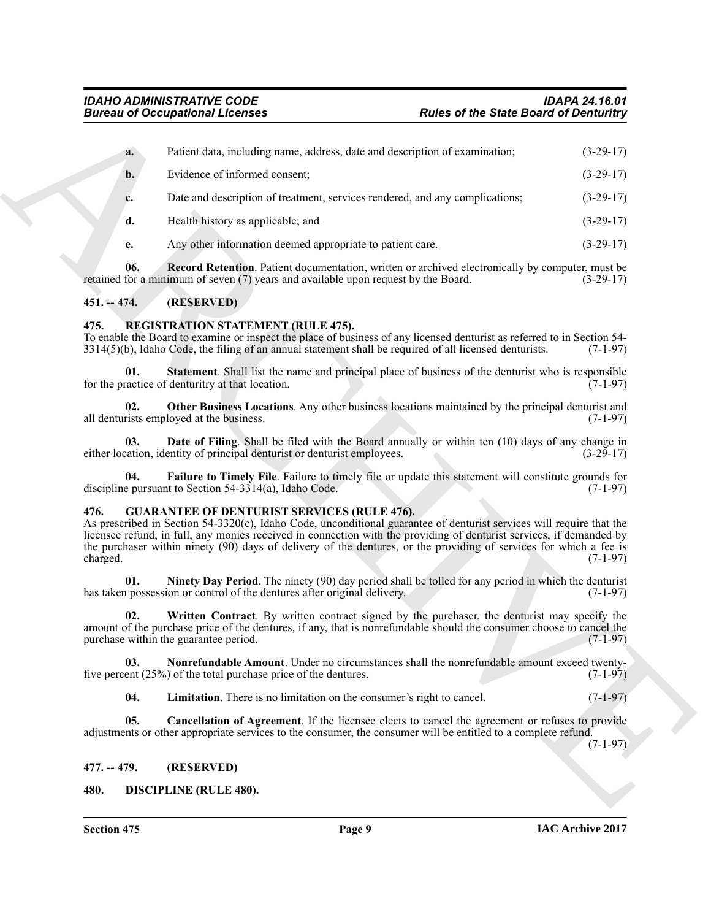**a.** Patient data, including name, address, date and description of examination; (3-29-17)

**b.** Evidence of informed consent; (3-29-17)

**c.** Date and description of treatment, services rendered, and any complications; (3-29-17)

**d.** Health history as applicable; and (3-29-17)

**e.** Any other information deemed appropriate to patient care. (3-29-17)

**06. Record Retention**. Patient documentation, written or archived electronically by computer, must be retained for a minimum of seven (7) years and available upon request by the Board. (3-29-17)

## 451. -- 474. (RESERVED)

## 475. REGISTRATION STATEMENT (RULE 475).

To enable the Board to examine or inspect the place of business of any licensed denturist as referred to in Section 54-3314(5)(b), Idaho Code, the filing of an annual statement shall be required of all licensed denturists. (7-1-97)

**01. Statement**. Shall list the name and principal place of business of the denturist who is responsible for the practice of denturitry at that location. (7-1-97)

**02. Other Business Locations**. Any other business locations maintained by the principal denturist and all denturists employed at the business. (7-1-97)

**03. Date of Filing**. Shall be filed with the Board annually or within ten (10) days of any change in either location, identity of principal denturist or denturist employees. (3-29-17)

**04. Failure to Timely File**. Failure to timely file or update this statement will constitute grounds for discipline pursuant to Section 54-3314(a), Idaho Code. (7-1-97)

## 476. GUARANTEE OF DENTURIST SERVICES (RULE 476).

As prescribed in Section 54-3320(c), Idaho Code, unconditional guarantee of denturist services will require that the licensee refund, in full, any monies received in connection with the providing of denturist services, if demanded by the purchaser within ninety (90) days of delivery of the dentures, or the providing of services for which a fee is charged. (7-1-97)

**01. Ninety Day Period**. The ninety (90) day period shall be tolled for any period in which the denturist has taken possession or control of the dentures after original delivery. (7-1-97)

**02. Written Contract**. By written contract signed by the purchaser, the denturist may specify the amount of the purchase price of the dentures, if any, that is nonrefundable should the consumer choose to cancel the purchase within the guarantee period. (7-1-97)

**03. Nonrefundable Amount**. Under no circumstances shall the nonrefundable amount exceed twenty-five percent (25%) of the total purchase price of the dentures. (7-1-97)

**04. Limitation**. There is no limitation on the consumer's right to cancel. (7-1-97)

**05. Cancellation of Agreement**. If the licensee elects to cancel the agreement or refuses to provide adjustments or other appropriate services to the consumer, the consumer will be entitled to a complete refund. (7-1-97)

## 477. -- 479. (RESERVED)

## 480. DISCIPLINE (RULE 480).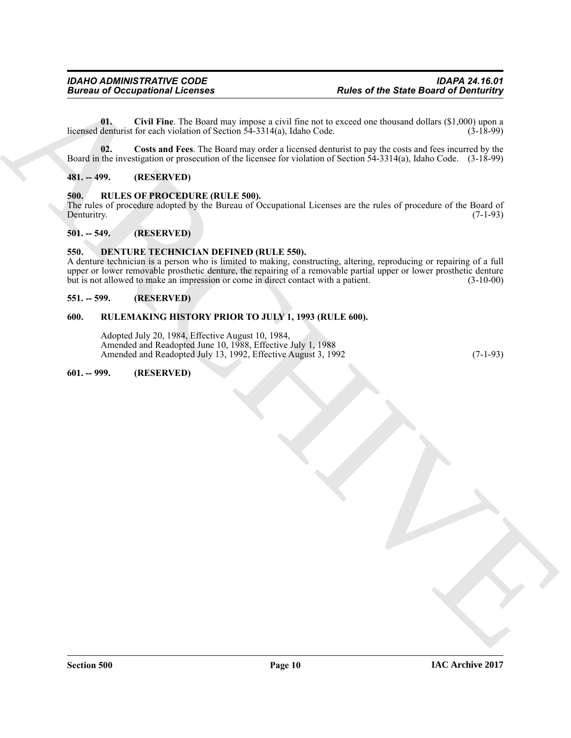**01. Civil Fine**. The Board may impose a civil fine not to exceed one thousand dollars ($1,000) upon a licensed denturist for each violation of Section 54-3314(a), Idaho Code. (3-18-99)

**02. Costs and Fees**. The Board may order a licensed denturist to pay the costs and fees incurred by the Board in the investigation or prosecution of the licensee for violation of Section 54-3314(a), Idaho Code. (3-18-99)

### 481. -- 499. (RESERVED)

### 500. RULES OF PROCEDURE (RULE 500).

The rules of procedure adopted by the Bureau of Occupational Licenses are the rules of procedure of the Board of Denturitry. (7-1-93)

### 501. -- 549. (RESERVED)

### 550. DENTURE TECHNICIAN DEFINED (RULE 550).

A denture technician is a person who is limited to making, constructing, altering, reproducing or repairing of a full upper or lower removable prosthetic denture, the repairing of a removable partial upper or lower prosthetic denture but is not allowed to make an impression or come in direct contact with a patient. (3-10-00)

### 551. -- 599. (RESERVED)

### 600. RULEMAKING HISTORY PRIOR TO JULY 1, 1993 (RULE 600).

Adopted July 20, 1984, Effective August 10, 1984,
Amended and Readopted June 10, 1988, Effective July 1, 1988
Amended and Readopted July 13, 1992, Effective August 3, 1992 (7-1-93)

### 601. -- 999. (RESERVED)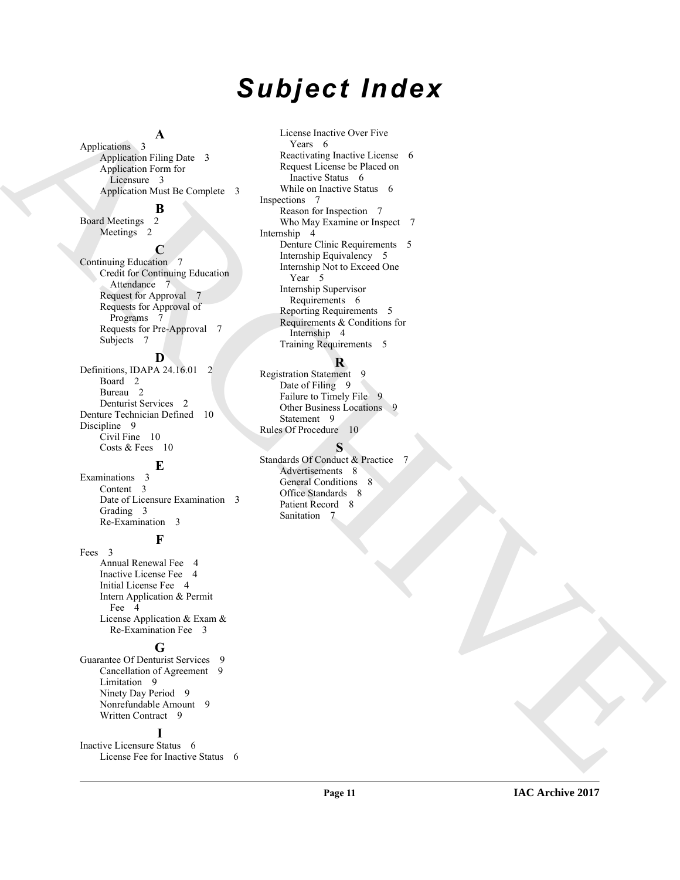# Subject Index

**A**

Applications 3
- Application Filing Date 3
- Application Form for Licensure 3
- Application Must Be Complete 3

**B**

Board Meetings 2
- Meetings 2

**C**

Continuing Education 7
- Credit for Continuing Education Attendance 7
- Request for Approval 7
- Requests for Approval of Programs 7
- Requests for Pre-Approval 7
- Subjects 7

**D**

Definitions, IDAPA 24.16.01 2
- Board 2
- Bureau 2
- Denturist Services 2

Denture Technician Defined 10

Discipline 9
- Civil Fine 10
- Costs & Fees 10

**E**

Examinations 3
- Content 3
- Date of Licensure Examination 3
- Grading 3
- Re-Examination 3

**F**

Fees 3
- Annual Renewal Fee 4
- Inactive License Fee 4
- Initial License Fee 4
- Intern Application & Permit Fee 4
- License Application & Exam & Re-Examination Fee 3

**G**

Guarantee Of Denturist Services 9
- Cancellation of Agreement 9
- Limitation 9
- Ninety Day Period 9
- Nonrefundable Amount 9
- Written Contract 9

**I**

Inactive Licensure Status 6
- License Fee for Inactive Status 6
- License Inactive Over Five Years 6
- Reactivating Inactive License 6
- Request License be Placed on Inactive Status 6
- While on Inactive Status 6

Inspections 7
- Reason for Inspection 7
- Who May Examine or Inspect 7

Internship 4
- Denture Clinic Requirements 5
- Internship Equivalency 5
- Internship Not to Exceed One Year 5
- Internship Supervisor Requirements 6
- Reporting Requirements 5
- Requirements & Conditions for Internship 4
- Training Requirements 5

**R**

Registration Statement 9
- Date of Filing 9
- Failure to Timely File 9
- Other Business Locations 9
- Statement 9

Rules Of Procedure 10

**S**

Standards Of Conduct & Practice 7
- Advertisements 8
- General Conditions 8
- Office Standards 8
- Patient Record 8
- Sanitation 7